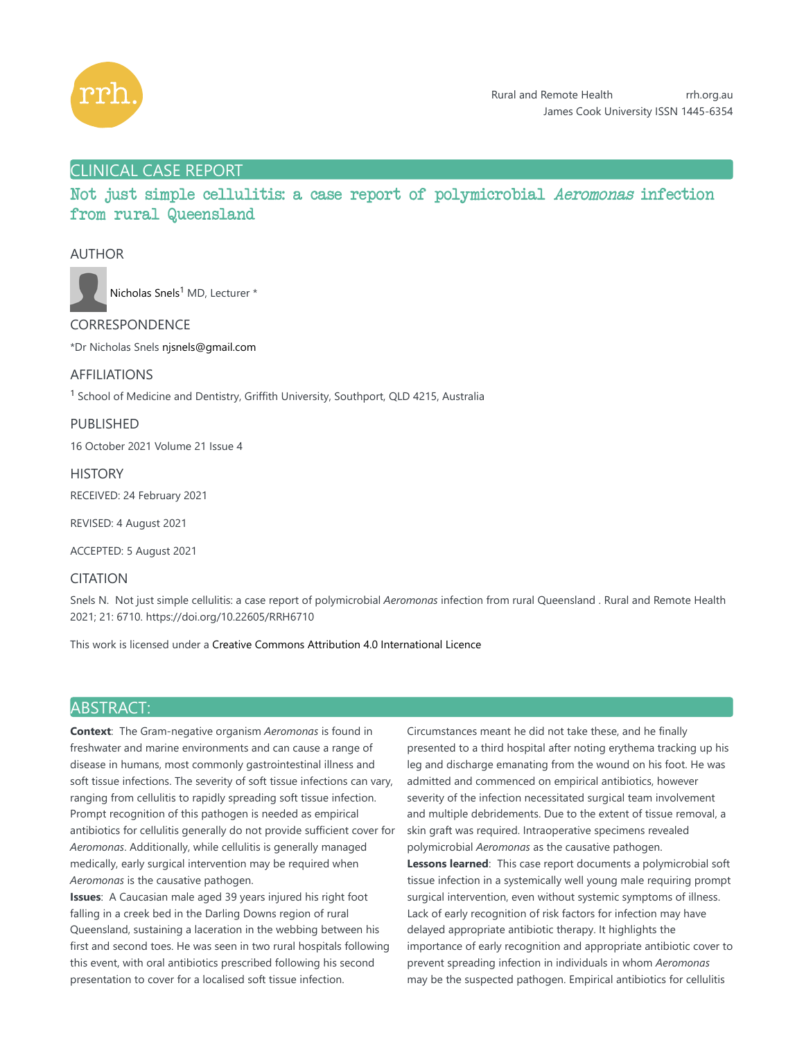CLINICAL CASE REPORT

# Not just simple cellulitis: a case report of polymicrobial *Aeromonas* infection from rural Queensland

## AUTHOR

Nicholas Snels[1] MD, Lecturer *

## CORRESPONDENCE

*Dr Nicholas Snels njsnels@gmail.com

## AFFILIATIONS

[1] School of Medicine and Dentistry, Griffith University, Southport, QLD 4215, Australia

## PUBLISHED

16 October 2021 Volume 21 Issue 4

## HISTORY

RECEIVED: 24 February 2021

REVISED: 4 August 2021

ACCEPTED: 5 August 2021

## CITATION

Snels N. Not just simple cellulitis: a case report of polymicrobial *Aeromonas* infection from rural Queensland . Rural and Remote Health 2021; 21: 6710. https://doi.org/10.22605/RRH6710

This work is licensed under a Creative Commons Attribution 4.0 International Licence

## ABSTRACT:

**Context**: The Gram-negative organism *Aeromonas* is found in freshwater and marine environments and can cause a range of disease in humans, most commonly gastrointestinal illness and soft tissue infections. The severity of soft tissue infections can vary, ranging from cellulitis to rapidly spreading soft tissue infection. Prompt recognition of this pathogen is needed as empirical antibiotics for cellulitis generally do not provide sufficient cover for *Aeromonas*. Additionally, while cellulitis is generally managed medically, early surgical intervention may be required when *Aeromonas* is the causative pathogen.

**Issues**: A Caucasian male aged 39 years injured his right foot falling in a creek bed in the Darling Downs region of rural Queensland, sustaining a laceration in the webbing between his first and second toes. He was seen in two rural hospitals following this event, with oral antibiotics prescribed following his second presentation to cover for a localised soft tissue infection. Circumstances meant he did not take these, and he finally presented to a third hospital after noting erythema tracking up his leg and discharge emanating from the wound on his foot. He was admitted and commenced on empirical antibiotics, however severity of the infection necessitated surgical team involvement and multiple debridements. Due to the extent of tissue removal, a skin graft was required. Intraoperative specimens revealed polymicrobial *Aeromonas* as the causative pathogen.

**Lessons learned**: This case report documents a polymicrobial soft tissue infection in a systemically well young male requiring prompt surgical intervention, even without systemic symptoms of illness. Lack of early recognition of risk factors for infection may have delayed appropriate antibiotic therapy. It highlights the importance of early recognition and appropriate antibiotic cover to prevent spreading infection in individuals in whom *Aeromonas* may be the suspected pathogen. Empirical antibiotics for cellulitis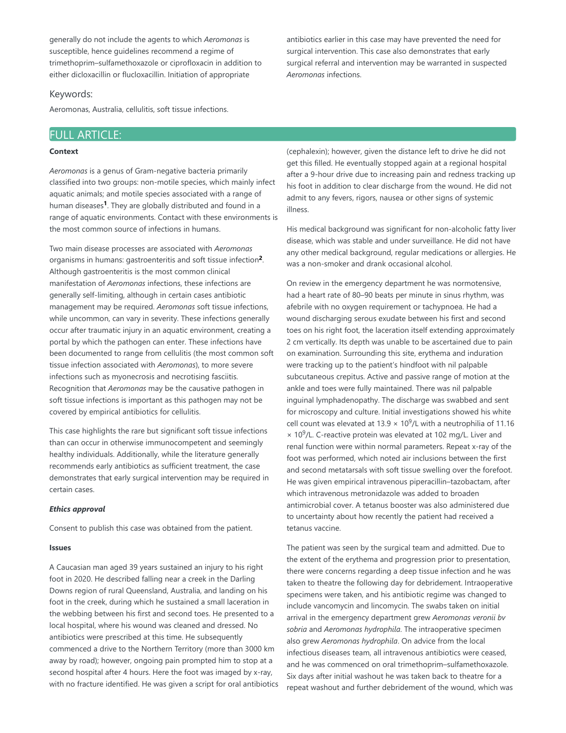generally do not include the agents to which *Aeromonas* is susceptible, hence guidelines recommend a regime of trimethoprim–sulfamethoxazole or ciprofloxacin in addition to either dicloxacillin or flucloxacillin. Initiation of appropriate antibiotics earlier in this case may have prevented the need for surgical intervention. This case also demonstrates that early surgical referral and intervention may be warranted in suspected *Aeromonas* infections.

Keywords:

Aeromonas, Australia, cellulitis, soft tissue infections.

## FULL ARTICLE:

**Context**

*Aeromonas* is a genus of Gram-negative bacteria primarily classified into two groups: non-motile species, which mainly infect aquatic animals; and motile species associated with a range of human diseases[1]. They are globally distributed and found in a range of aquatic environments. Contact with these environments is the most common source of infections in humans.

Two main disease processes are associated with *Aeromonas* organisms in humans: gastroenteritis and soft tissue infection[2]. Although gastroenteritis is the most common clinical manifestation of *Aeromonas* infections, these infections are generally self-limiting, although in certain cases antibiotic management may be required. *Aeromonas* soft tissue infections, while uncommon, can vary in severity. These infections generally occur after traumatic injury in an aquatic environment, creating a portal by which the pathogen can enter. These infections have been documented to range from cellulitis (the most common soft tissue infection associated with *Aeromonas*), to more severe infections such as myonecrosis and necrotising fasciitis. Recognition that *Aeromonas* may be the causative pathogen in soft tissue infections is important as this pathogen may not be covered by empirical antibiotics for cellulitis.

This case highlights the rare but significant soft tissue infections than can occur in otherwise immunocompetent and seemingly healthy individuals. Additionally, while the literature generally recommends early antibiotics as sufficient treatment, the case demonstrates that early surgical intervention may be required in certain cases.

***Ethics approval***

Consent to publish this case was obtained from the patient.

**Issues**

A Caucasian man aged 39 years sustained an injury to his right foot in 2020. He described falling near a creek in the Darling Downs region of rural Queensland, Australia, and landing on his foot in the creek, during which he sustained a small laceration in the webbing between his first and second toes. He presented to a local hospital, where his wound was cleaned and dressed. No antibiotics were prescribed at this time. He subsequently commenced a drive to the Northern Territory (more than 3000 km away by road); however, ongoing pain prompted him to stop at a second hospital after 4 hours. Here the foot was imaged by x-ray, with no fracture identified. He was given a script for oral antibiotics (cephalexin); however, given the distance left to drive he did not get this filled. He eventually stopped again at a regional hospital after a 9-hour drive due to increasing pain and redness tracking up his foot in addition to clear discharge from the wound. He did not admit to any fevers, rigors, nausea or other signs of systemic illness.

His medical background was significant for non-alcoholic fatty liver disease, which was stable and under surveillance. He did not have any other medical background, regular medications or allergies. He was a non-smoker and drank occasional alcohol.

On review in the emergency department he was normotensive, had a heart rate of 80–90 beats per minute in sinus rhythm, was afebrile with no oxygen requirement or tachypnoea. He had a wound discharging serous exudate between his first and second toes on his right foot, the laceration itself extending approximately 2 cm vertically. Its depth was unable to be ascertained due to pain on examination. Surrounding this site, erythema and induration were tracking up to the patient's hindfoot with nil palpable subcutaneous crepitus. Active and passive range of motion at the ankle and toes were fully maintained. There was nil palpable inguinal lymphadenopathy. The discharge was swabbed and sent for microscopy and culture. Initial investigations showed his white cell count was elevated at $13.9 \times 10^9$/L with a neutrophilia of 11.16 $\times 10^9$/L. C-reactive protein was elevated at 102 mg/L. Liver and renal function were within normal parameters. Repeat x-ray of the foot was performed, which noted air inclusions between the first and second metatarsals with soft tissue swelling over the forefoot. He was given empirical intravenous piperacillin–tazobactam, after which intravenous metronidazole was added to broaden antimicrobial cover. A tetanus booster was also administered due to uncertainty about how recently the patient had received a tetanus vaccine.

The patient was seen by the surgical team and admitted. Due to the extent of the erythema and progression prior to presentation, there were concerns regarding a deep tissue infection and he was taken to theatre the following day for debridement. Intraoperative specimens were taken, and his antibiotic regime was changed to include vancomycin and lincomycin. The swabs taken on initial arrival in the emergency department grew *Aeromonas veronii bv sobria* and *Aeromonas hydrophila*. The intraoperative specimen also grew *Aeromonas hydrophila*. On advice from the local infectious diseases team, all intravenous antibiotics were ceased, and he was commenced on oral trimethoprim–sulfamethoxazole. Six days after initial washout he was taken back to theatre for a repeat washout and further debridement of the wound, which was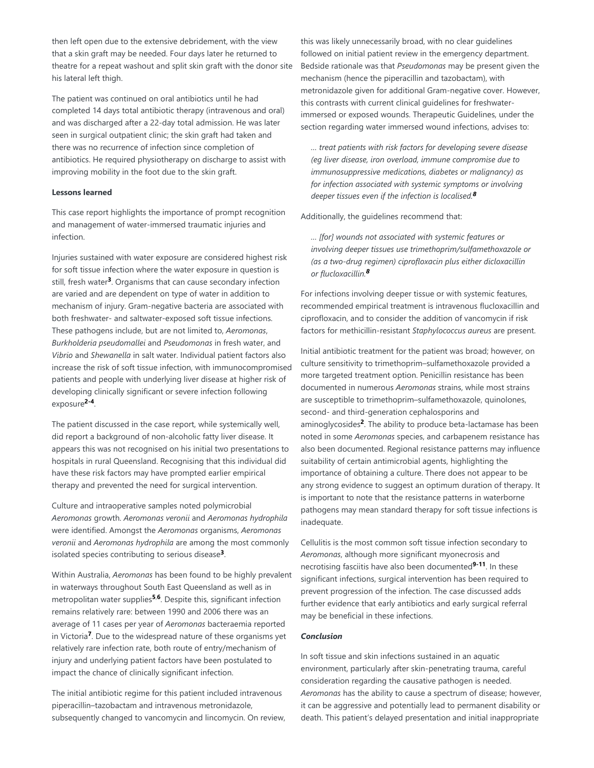then left open due to the extensive debridement, with the view that a skin graft may be needed. Four days later he returned to theatre for a repeat washout and split skin graft with the donor site his lateral left thigh.

The patient was continued on oral antibiotics until he had completed 14 days total antibiotic therapy (intravenous and oral) and was discharged after a 22-day total admission. He was later seen in surgical outpatient clinic; the skin graft had taken and there was no recurrence of infection since completion of antibiotics. He required physiotherapy on discharge to assist with improving mobility in the foot due to the skin graft.

**Lessons learned**

This case report highlights the importance of prompt recognition and management of water-immersed traumatic injuries and infection.

Injuries sustained with water exposure are considered highest risk for soft tissue infection where the water exposure in question is still, fresh water[3]. Organisms that can cause secondary infection are varied and are dependent on type of water in addition to mechanism of injury. Gram-negative bacteria are associated with both freshwater- and saltwater-exposed soft tissue infections. These pathogens include, but are not limited to, *Aeromonas*, *Burkholderia pseudomallei* and *Pseudomonas* in fresh water, and *Vibrio* and *Shewanella* in salt water. Individual patient factors also increase the risk of soft tissue infection, with immunocompromised patients and people with underlying liver disease at higher risk of developing clinically significant or severe infection following exposure[2-4].

The patient discussed in the case report, while systemically well, did report a background of non-alcoholic fatty liver disease. It appears this was not recognised on his initial two presentations to hospitals in rural Queensland. Recognising that this individual did have these risk factors may have prompted earlier empirical therapy and prevented the need for surgical intervention.

Culture and intraoperative samples noted polymicrobial *Aeromonas* growth. *Aeromonas veronii* and *Aeromonas hydrophila* were identified. Amongst the *Aeromonas* organisms, *Aeromonas veronii* and *Aeromonas hydrophila* are among the most commonly isolated species contributing to serious disease[3].

Within Australia, *Aeromonas* has been found to be highly prevalent in waterways throughout South East Queensland as well as in metropolitan water supplies[5,6]. Despite this, significant infection remains relatively rare: between 1990 and 2006 there was an average of 11 cases per year of *Aeromonas* bacteraemia reported in Victoria[7]. Due to the widespread nature of these organisms yet relatively rare infection rate, both route of entry/mechanism of injury and underlying patient factors have been postulated to impact the chance of clinically significant infection.

The initial antibiotic regime for this patient included intravenous piperacillin–tazobactam and intravenous metronidazole, subsequently changed to vancomycin and lincomycin. On review, this was likely unnecessarily broad, with no clear guidelines followed on initial patient review in the emergency department. Bedside rationale was that *Pseudomonas* may be present given the mechanism (hence the piperacillin and tazobactam), with metronidazole given for additional Gram-negative cover. However, this contrasts with current clinical guidelines for freshwater-immersed or exposed wounds. Therapeutic Guidelines, under the section regarding water immersed wound infections, advises to:

> *… treat patients with risk factors for developing severe disease (eg liver disease, iron overload, immune compromise due to immunosuppressive medications, diabetes or malignancy) as for infection associated with systemic symptoms or involving deeper tissues even if the infection is localised.*[8]

Additionally, the guidelines recommend that:

> *… [for] wounds not associated with systemic features or involving deeper tissues use trimethoprim/sulfamethoxazole or (as a two-drug regimen) ciprofloxacin plus either dicloxacillin or flucloxacillin.*[8]

For infections involving deeper tissue or with systemic features, recommended empirical treatment is intravenous flucloxacillin and ciprofloxacin, and to consider the addition of vancomycin if risk factors for methicillin-resistant *Staphylococcus aureus* are present.

Initial antibiotic treatment for the patient was broad; however, on culture sensitivity to trimethoprim–sulfamethoxazole provided a more targeted treatment option. Penicillin resistance has been documented in numerous *Aeromonas* strains, while most strains are susceptible to trimethoprim–sulfamethoxazole, quinolones, second- and third-generation cephalosporins and aminoglycosides[2]. The ability to produce beta-lactamase has been noted in some *Aeromonas* species, and carbapenem resistance has also been documented. Regional resistance patterns may influence suitability of certain antimicrobial agents, highlighting the importance of obtaining a culture. There does not appear to be any strong evidence to suggest an optimum duration of therapy. It is important to note that the resistance patterns in waterborne pathogens may mean standard therapy for soft tissue infections is inadequate.

Cellulitis is the most common soft tissue infection secondary to *Aeromonas*, although more significant myonecrosis and necrotising fasciitis have also been documented[9-11]. In these significant infections, surgical intervention has been required to prevent progression of the infection. The case discussed adds further evidence that early antibiotics and early surgical referral may be beneficial in these infections.

***Conclusion***

In soft tissue and skin infections sustained in an aquatic environment, particularly after skin-penetrating trauma, careful consideration regarding the causative pathogen is needed. *Aeromonas* has the ability to cause a spectrum of disease; however, it can be aggressive and potentially lead to permanent disability or death. This patient's delayed presentation and initial inappropriate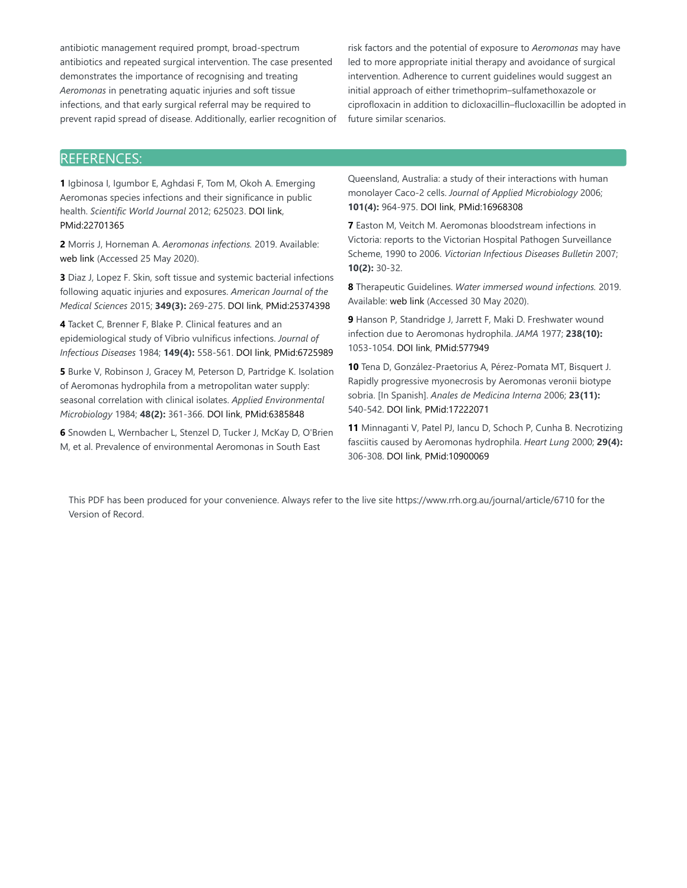antibiotic management required prompt, broad-spectrum antibiotics and repeated surgical intervention. The case presented demonstrates the importance of recognising and treating *Aeromonas* in penetrating aquatic injuries and soft tissue infections, and that early surgical referral may be required to prevent rapid spread of disease. Additionally, earlier recognition of risk factors and the potential of exposure to *Aeromonas* may have led to more appropriate initial therapy and avoidance of surgical intervention. Adherence to current guidelines would suggest an initial approach of either trimethoprim–sulfamethoxazole or ciprofloxacin in addition to dicloxacillin–flucloxacillin be adopted in future similar scenarios.

## REFERENCES:

**1** Igbinosa I, Igumbor E, Aghdasi F, Tom M, Okoh A. Emerging Aeromonas species infections and their significance in public health. *Scientific World Journal* 2012; 625023. DOI link, PMid:22701365

**2** Morris J, Horneman A. *Aeromonas infections.* 2019. Available: web link (Accessed 25 May 2020).

**3** Diaz J, Lopez F. Skin, soft tissue and systemic bacterial infections following aquatic injuries and exposures. *American Journal of the Medical Sciences* 2015; **349(3):** 269-275. DOI link, PMid:25374398

**4** Tacket C, Brenner F, Blake P. Clinical features and an epidemiological study of Vibrio vulnificus infections. *Journal of Infectious Diseases* 1984; **149(4):** 558-561. DOI link, PMid:6725989

**5** Burke V, Robinson J, Gracey M, Peterson D, Partridge K. Isolation of Aeromonas hydrophila from a metropolitan water supply: seasonal correlation with clinical isolates. *Applied Environmental Microbiology* 1984; **48(2):** 361-366. DOI link, PMid:6385848

**6** Snowden L, Wernbacher L, Stenzel D, Tucker J, McKay D, O'Brien M, et al. Prevalence of environmental Aeromonas in South East Queensland, Australia: a study of their interactions with human monolayer Caco-2 cells. *Journal of Applied Microbiology* 2006; **101(4):** 964-975. DOI link, PMid:16968308

**7** Easton M, Veitch M. Aeromonas bloodstream infections in Victoria: reports to the Victorian Hospital Pathogen Surveillance Scheme, 1990 to 2006. *Victorian Infectious Diseases Bulletin* 2007; **10(2):** 30-32.

**8** Therapeutic Guidelines. *Water immersed wound infections.* 2019. Available: web link (Accessed 30 May 2020).

**9** Hanson P, Standridge J, Jarrett F, Maki D. Freshwater wound infection due to Aeromonas hydrophila. *JAMA* 1977; **238(10):** 1053-1054. DOI link, PMid:577949

**10** Tena D, González-Praetorius A, Pérez-Pomata MT, Bisquert J. Rapidly progressive myonecrosis by Aeromonas veronii biotype sobria. [In Spanish]. *Anales de Medicina Interna* 2006; **23(11):** 540-542. DOI link, PMid:17222071

**11** Minnaganti V, Patel PJ, Iancu D, Schoch P, Cunha B. Necrotizing fasciitis caused by Aeromonas hydrophila. *Heart Lung* 2000; **29(4):** 306-308. DOI link, PMid:10900069

This PDF has been produced for your convenience. Always refer to the live site https://www.rrh.org.au/journal/article/6710 for the Version of Record.